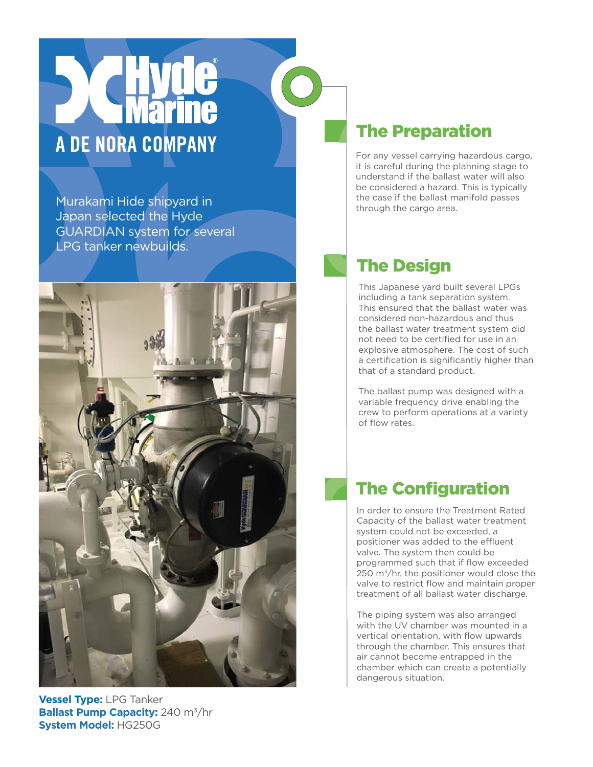# Hyde Marine

A DE NORA COMPANY

Murakami Hide shipyard in Japan selected the Hyde GUARDIAN system for several LPG tanker newbuilds.

**Vessel Type:** LPG Tanker
**Ballast Pump Capacity:** 240 $m^3$/hr
**System Model:** HG250G

## The Preparation

For any vessel carrying hazardous cargo, it is careful during the planning stage to understand if the ballast water will also be considered a hazard. This is typically the case if the ballast manifold passes through the cargo area.

## The Design

This Japanese yard built several LPGs including a tank separation system. This ensured that the ballast water was considered non-hazardous and thus the ballast water treatment system did not need to be certified for use in an explosive atmosphere. The cost of such a certification is significantly higher than that of a standard product.

The ballast pump was designed with a variable frequency drive enabling the crew to perform operations at a variety of flow rates.

## The Configuration

In order to ensure the Treatment Rated Capacity of the ballast water treatment system could not be exceeded, a positioner was added to the effluent valve. The system then could be programmed such that if flow exceeded 250 $m^3$/hr, the positioner would close the valve to restrict flow and maintain proper treatment of all ballast water discharge.

The piping system was also arranged with the UV chamber was mounted in a vertical orientation, with flow upwards through the chamber. This ensures that air cannot become entrapped in the chamber which can create a potentially dangerous situation.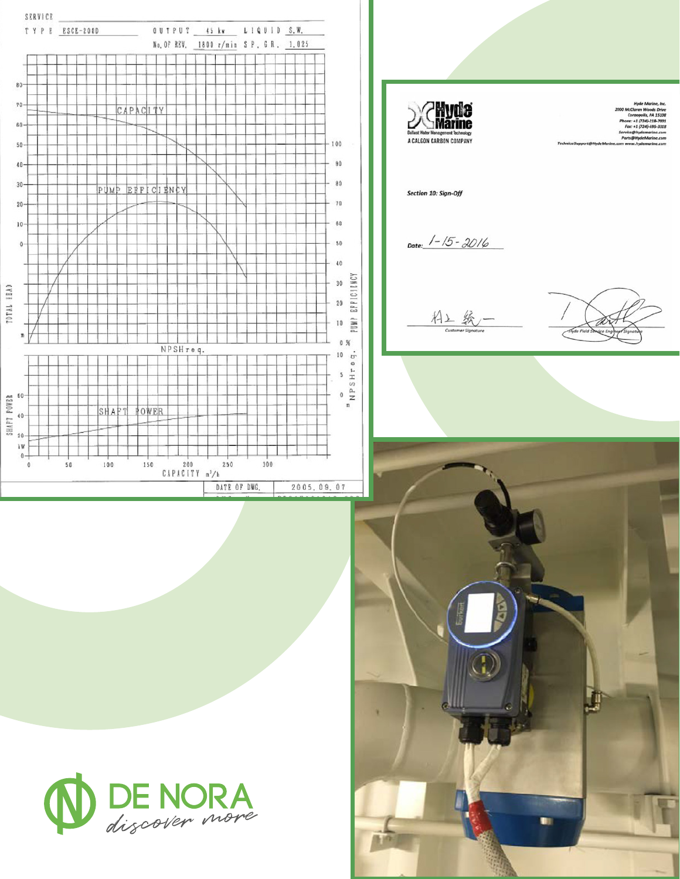SERVICE

TYPE ESCE-200D

OUTPUT 45 kw

LIQUID S.W.

No. OF REV. 1800 r/min

SP. GR. 1.025

CAPACITY

PUMP EFFICIENCY

TOTAL HEAD

m

PUMP EFFICIENCY

%

NPSHreq.

m NPSHreq.

SHAFT POWER

kW

CAPACITY m³/h

80
70
60
50
40
30
20
10
0

100
90
80
70
60
50
40
30
20
10
0

10
5
0

60
40
20
0

0 50 100 150 200 250 300

DATE OF DWG. 2005.09.07

Hyde Marine
Ballast Water Management Technology
A CALGON CARBON COMPANY

Hyde Marine, Inc.
2000 McClaren Woods Drive
Coraopolis, PA 15108
Phone: +1 (724)-218-7001
Fax: +1 (724)-695-3318
Service@hydemarine.com
Parts@HydeMarine.com
TechnicalSupport@HydeMarine.com www.hydemarine.com

*Section 10: Sign-Off*

Date: 1-15-2016

Customer Signature

Hyde Field Service Engineer Signature

Bürkert

DE NORA
discover more